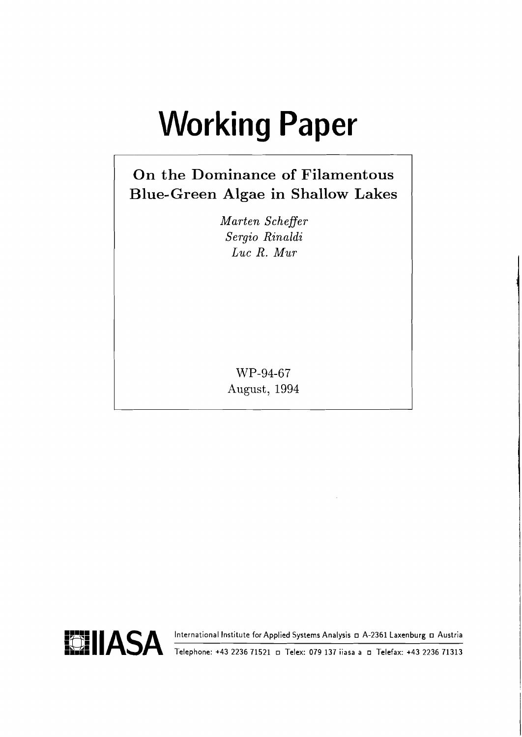# Working Paper

## On the Dominance of Filamentous Blue-Green Algae in Shallow Lakes

*Marten Scheffer*
*Sergio Rinaldi*
*Luc R. Mur*

WP-94-67
August, 1994

IIASA

International Institute for Applied Systems Analysis ▫ A-2361 Laxenburg ▫ Austria
Telephone: +43 2236 71521 ▫ Telex: 079 137 iiasa a ▫ Telefax: +43 2236 71313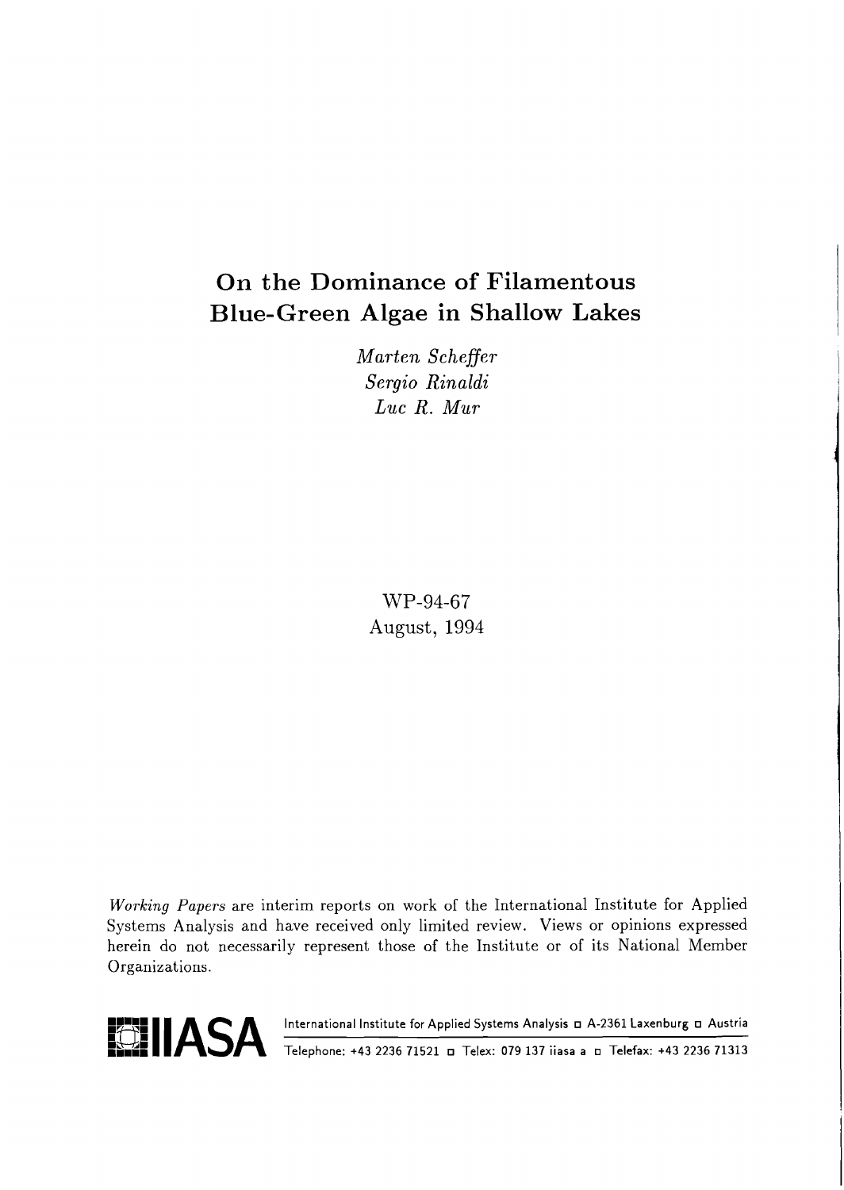# On the Dominance of Filamentous Blue-Green Algae in Shallow Lakes

*Marten Scheffer*
*Sergio Rinaldi*
*Luc R. Mur*

WP-94-67
August, 1994

*Working Papers* are interim reports on work of the International Institute for Applied Systems Analysis and have received only limited review. Views or opinions expressed herein do not necessarily represent those of the Institute or of its National Member Organizations.

IIASA International Institute for Applied Systems Analysis ◻ A-2361 Laxenburg ◻ Austria
Telephone: +43 2236 71521 ◻ Telex: 079 137 iiasa a ◻ Telefax: +43 2236 71313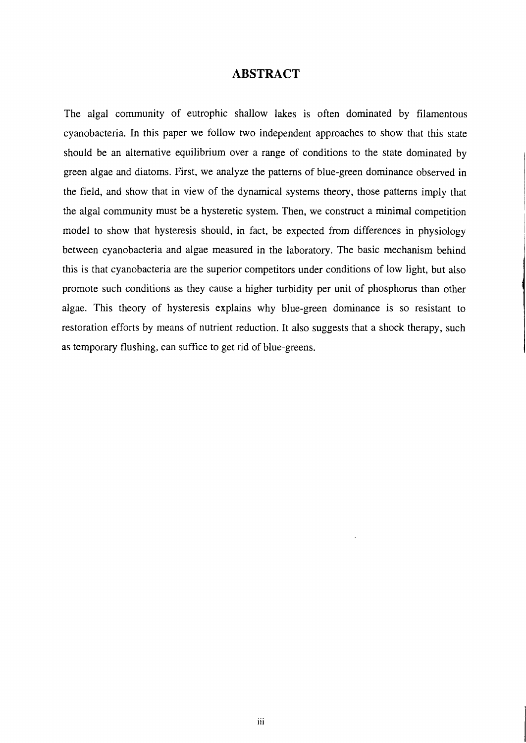# ABSTRACT

The algal community of eutrophic shallow lakes is often dominated by filamentous cyanobacteria. In this paper we follow two independent approaches to show that this state should be an alternative equilibrium over a range of conditions to the state dominated by green algae and diatoms. First, we analyze the patterns of blue-green dominance observed in the field, and show that in view of the dynamical systems theory, those patterns imply that the algal community must be a hysteretic system. Then, we construct a minimal competition model to show that hysteresis should, in fact, be expected from differences in physiology between cyanobacteria and algae measured in the laboratory. The basic mechanism behind this is that cyanobacteria are the superior competitors under conditions of low light, but also promote such conditions as they cause a higher turbidity per unit of phosphorus than other algae. This theory of hysteresis explains why blue-green dominance is so resistant to restoration efforts by means of nutrient reduction. It also suggests that a shock therapy, such as temporary flushing, can suffice to get rid of blue-greens.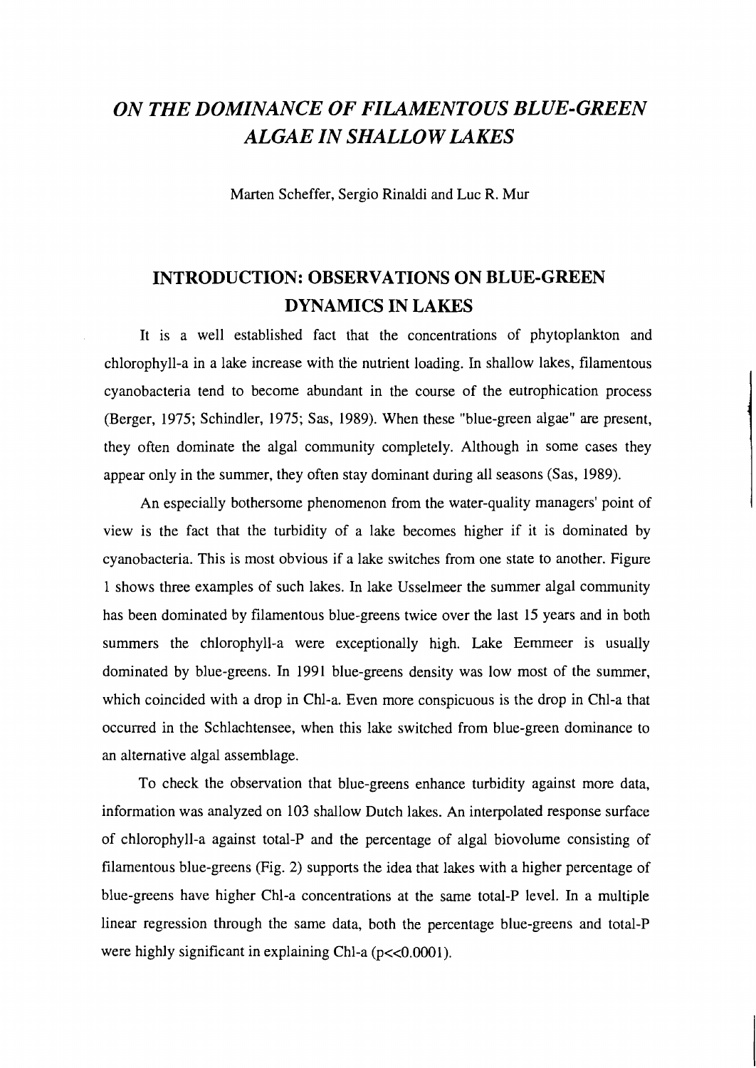# *ON THE DOMINANCE OF FILAMENTOUS BLUE-GREEN ALGAE IN SHALLOW LAKES*

Marten Scheffer, Sergio Rinaldi and Luc R. Mur

## INTRODUCTION: OBSERVATIONS ON BLUE-GREEN DYNAMICS IN LAKES

It is a well established fact that the concentrations of phytoplankton and chlorophyll-a in a lake increase with the nutrient loading. In shallow lakes, filamentous cyanobacteria tend to become abundant in the course of the eutrophication process (Berger, 1975; Schindler, 1975; Sas, 1989). When these "blue-green algae" are present, they often dominate the algal community completely. Although in some cases they appear only in the summer, they often stay dominant during all seasons (Sas, 1989).

An especially bothersome phenomenon from the water-quality managers' point of view is the fact that the turbidity of a lake becomes higher if it is dominated by cyanobacteria. This is most obvious if a lake switches from one state to another. Figure 1 shows three examples of such lakes. In lake Usselmeer the summer algal community has been dominated by filamentous blue-greens twice over the last 15 years and in both summers the chlorophyll-a were exceptionally high. Lake Eemmeer is usually dominated by blue-greens. In 1991 blue-greens density was low most of the summer, which coincided with a drop in Chl-a. Even more conspicuous is the drop in Chl-a that occurred in the Schlachtensee, when this lake switched from blue-green dominance to an alternative algal assemblage.

To check the observation that blue-greens enhance turbidity against more data, information was analyzed on 103 shallow Dutch lakes. An interpolated response surface of chlorophyll-a against total-P and the percentage of algal biovolume consisting of filamentous blue-greens (Fig. 2) supports the idea that lakes with a higher percentage of blue-greens have higher Chl-a concentrations at the same total-P level. In a multiple linear regression through the same data, both the percentage blue-greens and total-P were highly significant in explaining Chl-a ($p \ll 0.0001$).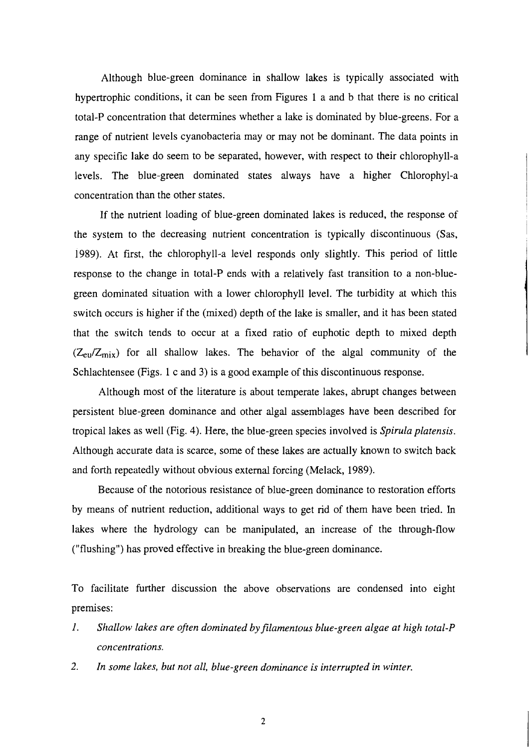Although blue-green dominance in shallow lakes is typically associated with hypertrophic conditions, it can be seen from Figures 1 a and b that there is no critical total-P concentration that determines whether a lake is dominated by blue-greens. For a range of nutrient levels cyanobacteria may or may not be dominant. The data points in any specific lake do seem to be separated, however, with respect to their chlorophyll-a levels. The blue-green dominated states always have a higher Chlorophyl-a concentration than the other states.

If the nutrient loading of blue-green dominated lakes is reduced, the response of the system to the decreasing nutrient concentration is typically discontinuous (Sas, 1989). At first, the chlorophyll-a level responds only slightly. This period of little response to the change in total-P ends with a relatively fast transition to a non-blue-green dominated situation with a lower chlorophyll level. The turbidity at which this switch occurs is higher if the (mixed) depth of the lake is smaller, and it has been stated that the switch tends to occur at a fixed ratio of euphotic depth to mixed depth ($Z_{eu}/Z_{mix}$) for all shallow lakes. The behavior of the algal community of the Schlachtensee (Figs. 1 c and 3) is a good example of this discontinuous response.

Although most of the literature is about temperate lakes, abrupt changes between persistent blue-green dominance and other algal assemblages have been described for tropical lakes as well (Fig. 4). Here, the blue-green species involved is *Spirula platensis*. Although accurate data is scarce, some of these lakes are actually known to switch back and forth repeatedly without obvious external forcing (Melack, 1989).

Because of the notorious resistance of blue-green dominance to restoration efforts by means of nutrient reduction, additional ways to get rid of them have been tried. In lakes where the hydrology can be manipulated, an increase of the through-flow ("flushing") has proved effective in breaking the blue-green dominance.

To facilitate further discussion the above observations are condensed into eight premises:

1. *Shallow lakes are often dominated by filamentous blue-green algae at high total-P concentrations.*
2. *In some lakes, but not all, blue-green dominance is interrupted in winter.*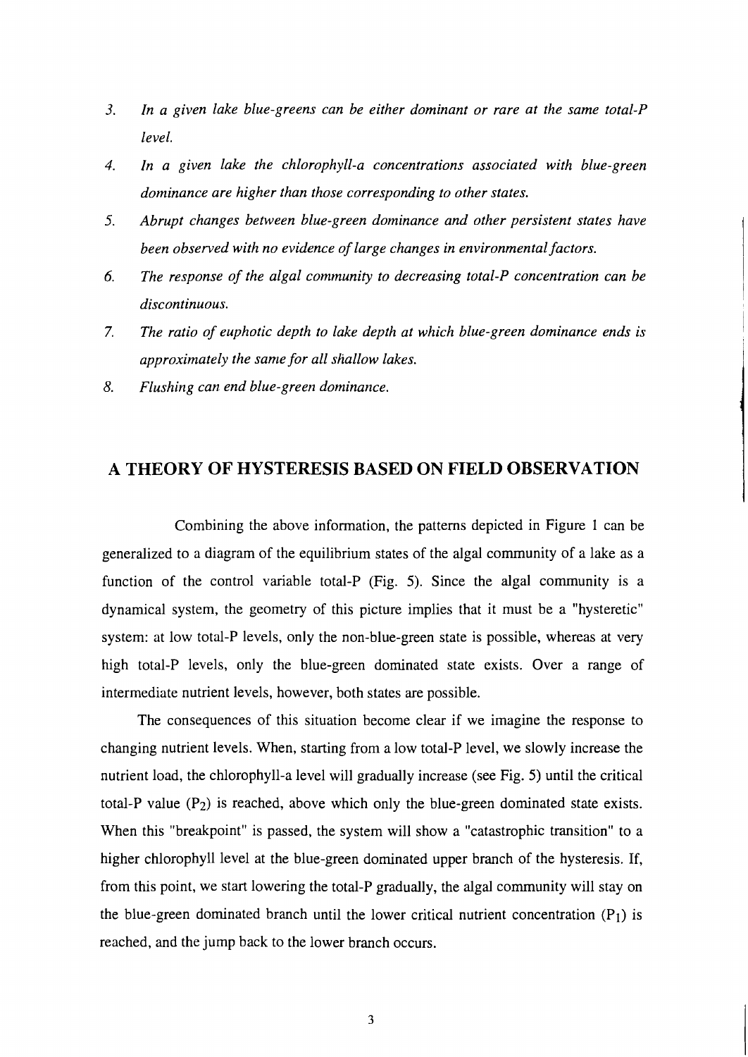3. *In a given lake blue-greens can be either dominant or rare at the same total-P level.*
4. *In a given lake the chlorophyll-a concentrations associated with blue-green dominance are higher than those corresponding to other states.*
5. *Abrupt changes between blue-green dominance and other persistent states have been observed with no evidence of large changes in environmental factors.*
6. *The response of the algal community to decreasing total-P concentration can be discontinuous.*
7. *The ratio of euphotic depth to lake depth at which blue-green dominance ends is approximately the same for all shallow lakes.*
8. *Flushing can end blue-green dominance.*

## A THEORY OF HYSTERESIS BASED ON FIELD OBSERVATION

Combining the above information, the patterns depicted in Figure 1 can be generalized to a diagram of the equilibrium states of the algal community of a lake as a function of the control variable total-P (Fig. 5). Since the algal community is a dynamical system, the geometry of this picture implies that it must be a "hysteretic" system: at low total-P levels, only the non-blue-green state is possible, whereas at very high total-P levels, only the blue-green dominated state exists. Over a range of intermediate nutrient levels, however, both states are possible.

The consequences of this situation become clear if we imagine the response to changing nutrient levels. When, starting from a low total-P level, we slowly increase the nutrient load, the chlorophyll-a level will gradually increase (see Fig. 5) until the critical total-P value ($P_2$) is reached, above which only the blue-green dominated state exists. When this "breakpoint" is passed, the system will show a "catastrophic transition" to a higher chlorophyll level at the blue-green dominated upper branch of the hysteresis. If, from this point, we start lowering the total-P gradually, the algal community will stay on the blue-green dominated branch until the lower critical nutrient concentration ($P_1$) is reached, and the jump back to the lower branch occurs.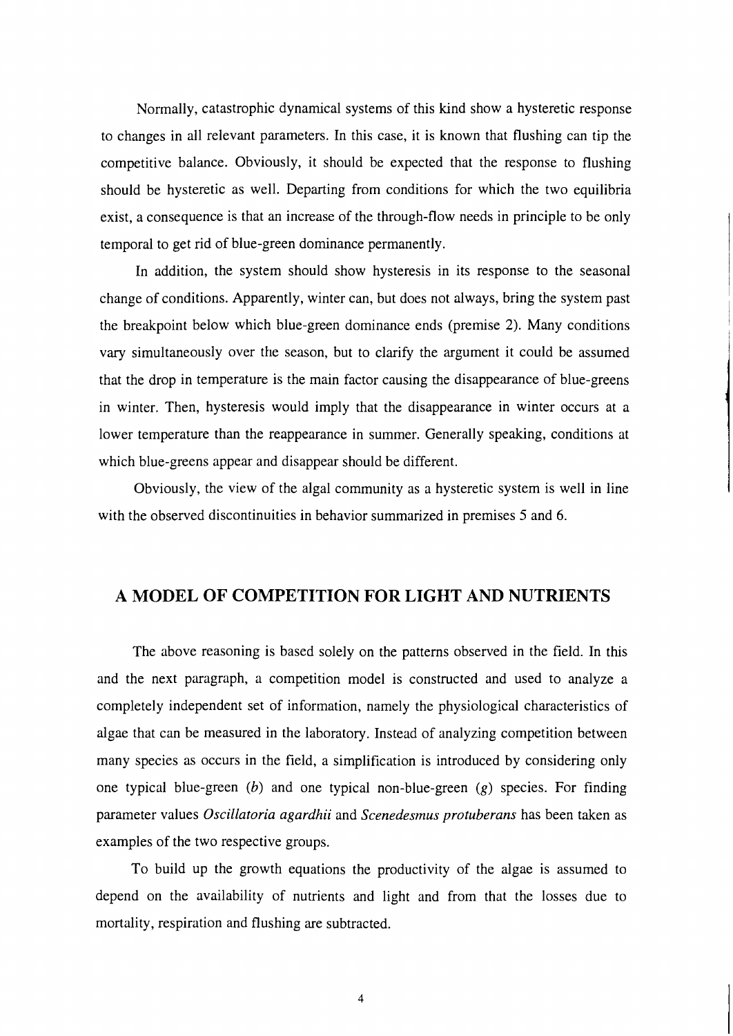Normally, catastrophic dynamical systems of this kind show a hysteretic response to changes in all relevant parameters. In this case, it is known that flushing can tip the competitive balance. Obviously, it should be expected that the response to flushing should be hysteretic as well. Departing from conditions for which the two equilibria exist, a consequence is that an increase of the through-flow needs in principle to be only temporal to get rid of blue-green dominance permanently.

In addition, the system should show hysteresis in its response to the seasonal change of conditions. Apparently, winter can, but does not always, bring the system past the breakpoint below which blue-green dominance ends (premise 2). Many conditions vary simultaneously over the season, but to clarify the argument it could be assumed that the drop in temperature is the main factor causing the disappearance of blue-greens in winter. Then, hysteresis would imply that the disappearance in winter occurs at a lower temperature than the reappearance in summer. Generally speaking, conditions at which blue-greens appear and disappear should be different.

Obviously, the view of the algal community as a hysteretic system is well in line with the observed discontinuities in behavior summarized in premises 5 and 6.

## A MODEL OF COMPETITION FOR LIGHT AND NUTRIENTS

The above reasoning is based solely on the patterns observed in the field. In this and the next paragraph, a competition model is constructed and used to analyze a completely independent set of information, namely the physiological characteristics of algae that can be measured in the laboratory. Instead of analyzing competition between many species as occurs in the field, a simplification is introduced by considering only one typical blue-green ($b$) and one typical non-blue-green ($g$) species. For finding parameter values *Oscillatoria agardhii* and *Scenedesmus protuberans* has been taken as examples of the two respective groups.

To build up the growth equations the productivity of the algae is assumed to depend on the availability of nutrients and light and from that the losses due to mortality, respiration and flushing are subtracted.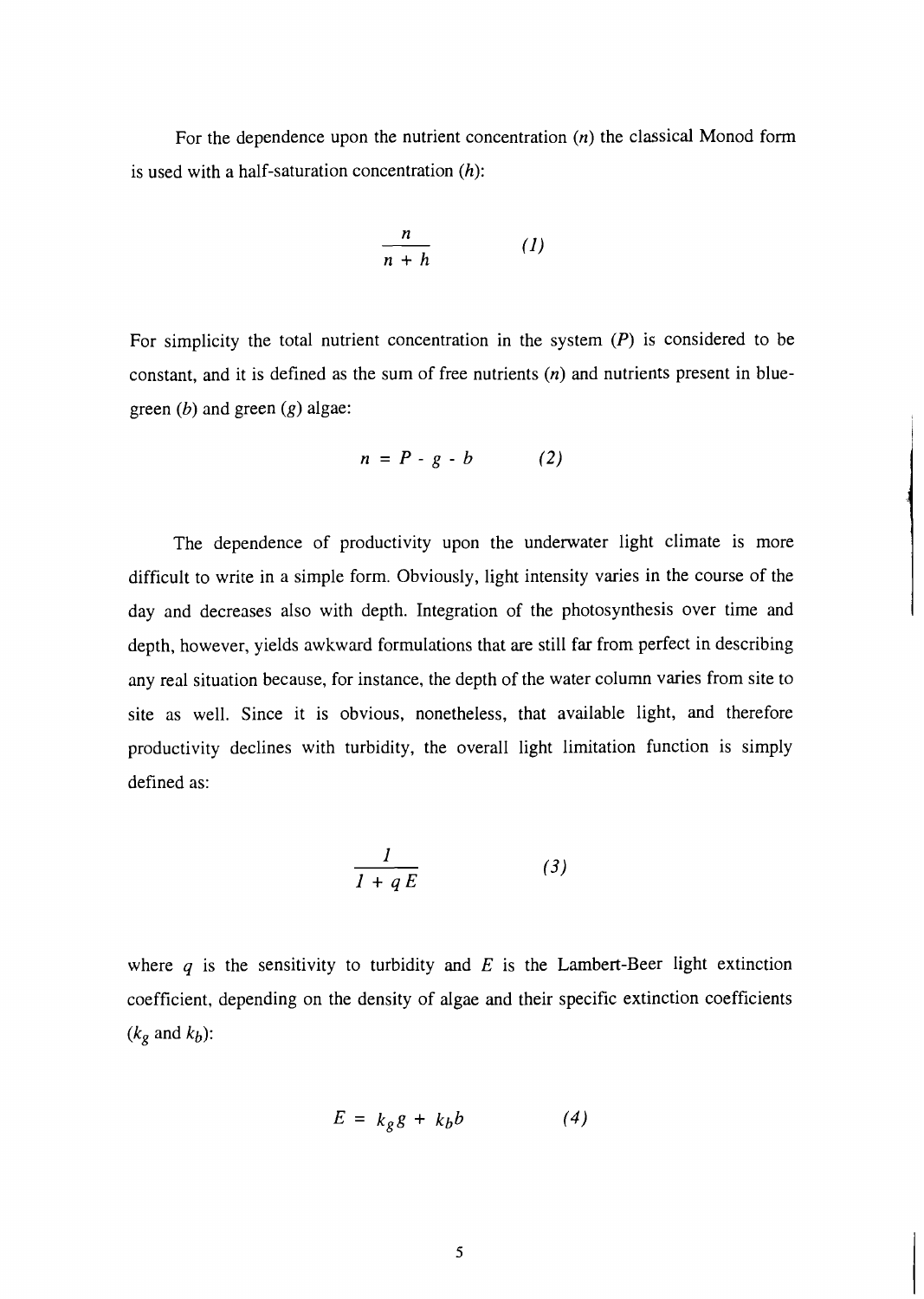For the dependence upon the nutrient concentration ($n$) the classical Monod form is used with a half-saturation concentration ($h$):

$$\frac{n}{n + h} \qquad (1)$$

For simplicity the total nutrient concentration in the system ($P$) is considered to be constant, and it is defined as the sum of free nutrients ($n$) and nutrients present in blue-green ($b$) and green ($g$) algae:

$$n = P - g - b \qquad (2)$$

The dependence of productivity upon the underwater light climate is more difficult to write in a simple form. Obviously, light intensity varies in the course of the day and decreases also with depth. Integration of the photosynthesis over time and depth, however, yields awkward formulations that are still far from perfect in describing any real situation because, for instance, the depth of the water column varies from site to site as well. Since it is obvious, nonetheless, that available light, and therefore productivity declines with turbidity, the overall light limitation function is simply defined as:

$$\frac{1}{1 + q\,E} \qquad (3)$$

where $q$ is the sensitivity to turbidity and $E$ is the Lambert-Beer light extinction coefficient, depending on the density of algae and their specific extinction coefficients ($k_g$ and $k_b$):

$$E = k_g g + k_b b \qquad (4)$$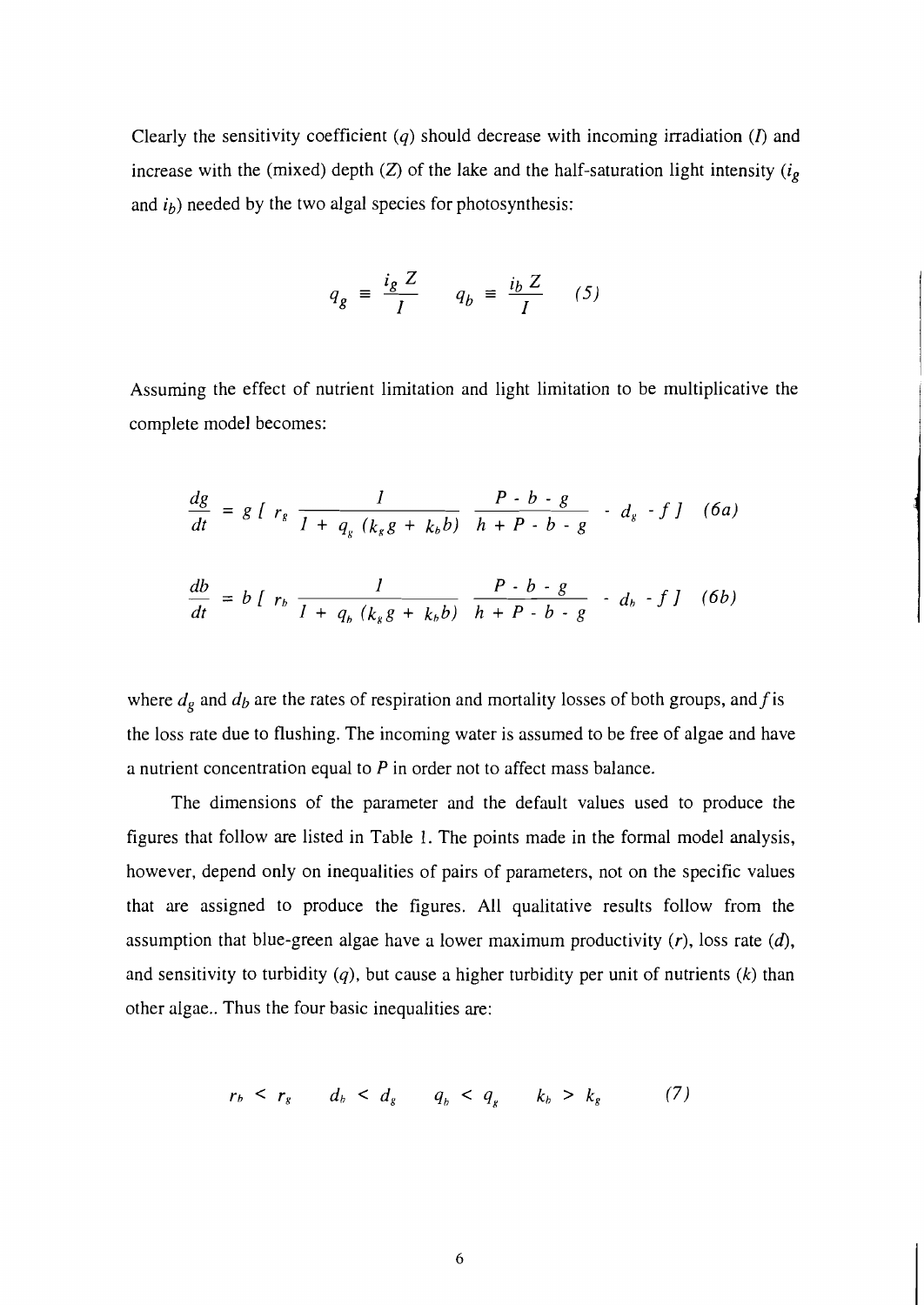Clearly the sensitivity coefficient ($q$) should decrease with incoming irradiation ($I$) and increase with the (mixed) depth ($Z$) of the lake and the half-saturation light intensity ($i_g$ and $i_b$) needed by the two algal species for photosynthesis:

$$q_g \equiv \frac{i_g Z}{I} \qquad q_b \equiv \frac{i_b Z}{I} \qquad (5)$$

Assuming the effect of nutrient limitation and light limitation to be multiplicative the complete model becomes:

$$\frac{dg}{dt} = g \left[ r_g \frac{1}{1 + q_g (k_g g + k_b b)} \frac{P - b - g}{h + P - b - g} - d_g - f \right] \quad (6a)$$

$$\frac{db}{dt} = b \left[ r_b \frac{1}{1 + q_b (k_g g + k_b b)} \frac{P - b - g}{h + P - b - g} - d_b - f \right] \quad (6b)$$

where $d_g$ and $d_b$ are the rates of respiration and mortality losses of both groups, and $f$ is the loss rate due to flushing. The incoming water is assumed to be free of algae and have a nutrient concentration equal to $P$ in order not to affect mass balance.

The dimensions of the parameter and the default values used to produce the figures that follow are listed in Table 1. The points made in the formal model analysis, however, depend only on inequalities of pairs of parameters, not on the specific values that are assigned to produce the figures. All qualitative results follow from the assumption that blue-green algae have a lower maximum productivity ($r$), loss rate ($d$), and sensitivity to turbidity ($q$), but cause a higher turbidity per unit of nutrients ($k$) than other algae.. Thus the four basic inequalities are:

$$r_b < r_g \qquad d_b < d_g \qquad q_b < q_g \qquad k_b > k_g \qquad (7)$$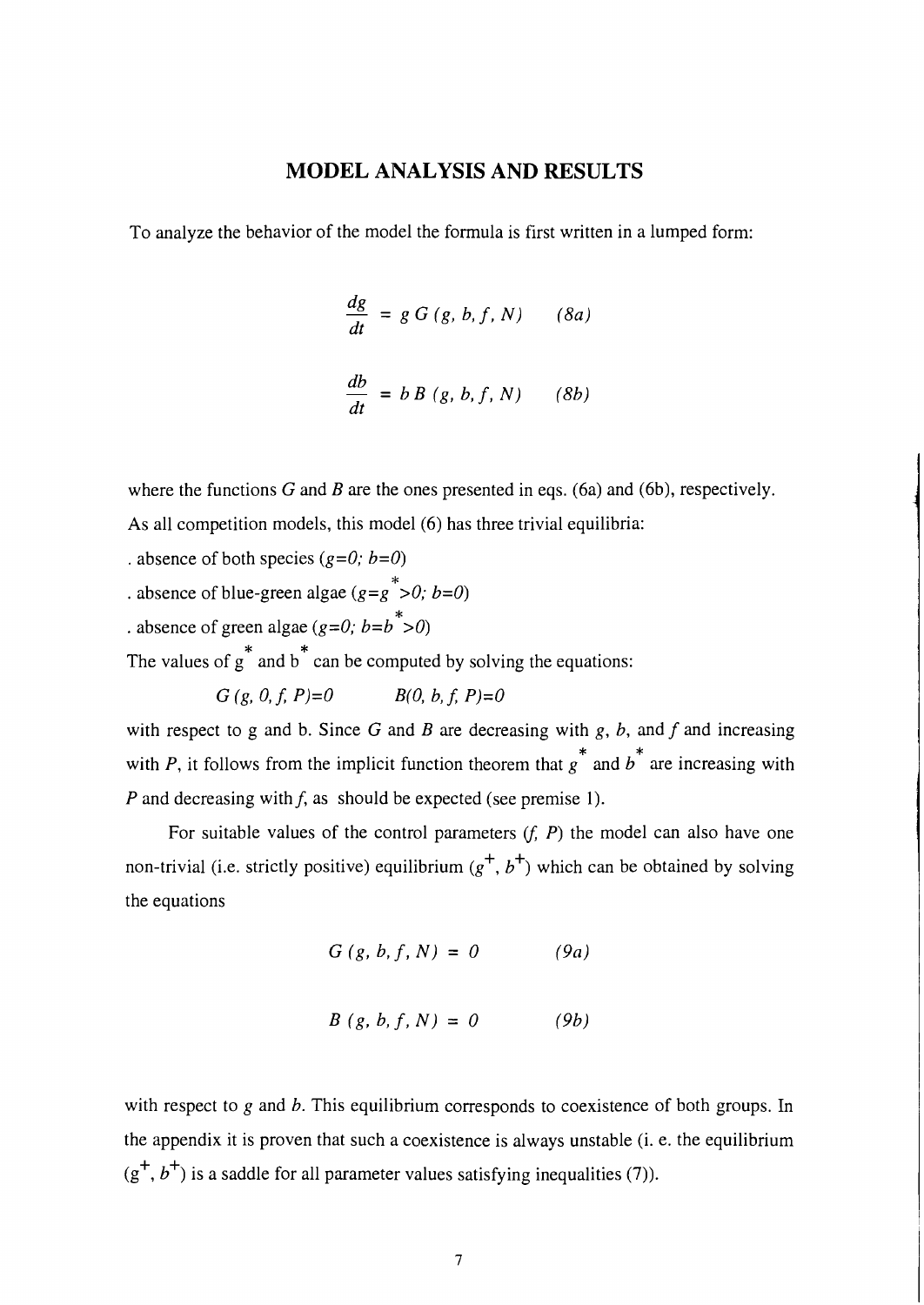## MODEL ANALYSIS AND RESULTS

To analyze the behavior of the model the formula is first written in a lumped form:

$$\frac{dg}{dt} = g\, G\,(g,\, b,\, f,\, N) \qquad (8a)$$

$$\frac{db}{dt} = b\, B\,(g,\, b,\, f,\, N) \qquad (8b)$$

where the functions $G$ and $B$ are the ones presented in eqs. (6a) and (6b), respectively. As all competition models, this model (6) has three trivial equilibria:

. absence of both species ($g=0;\ b=0$)

. absence of blue-green algae ($g=g^{*}>0;\ b=0$)

. absence of green algae ($g=0;\ b=b^{*}>0$)

The values of $g^{*}$ and $b^{*}$ can be computed by solving the equations:

$$G\,(g,\, 0,\, f,\, P)=0 \qquad B(0,\, b,\, f,\, P)=0$$

with respect to g and b. Since $G$ and $B$ are decreasing with $g$, $b$, and $f$ and increasing with $P$, it follows from the implicit function theorem that $g^{*}$ and $b^{*}$ are increasing with $P$ and decreasing with $f$, as should be expected (see premise 1).

For suitable values of the control parameters ($f$, $P$) the model can also have one non-trivial (i.e. strictly positive) equilibrium ($g^{+}$, $b^{+}$) which can be obtained by solving the equations

$$G\,(g,\, b,\, f,\, N) = 0 \qquad (9a)$$

$$B\,(g,\, b,\, f,\, N) = 0 \qquad (9b)$$

with respect to $g$ and $b$. This equilibrium corresponds to coexistence of both groups. In the appendix it is proven that such a coexistence is always unstable (i. e. the equilibrium ($g^{+}$, $b^{+}$) is a saddle for all parameter values satisfying inequalities (7)).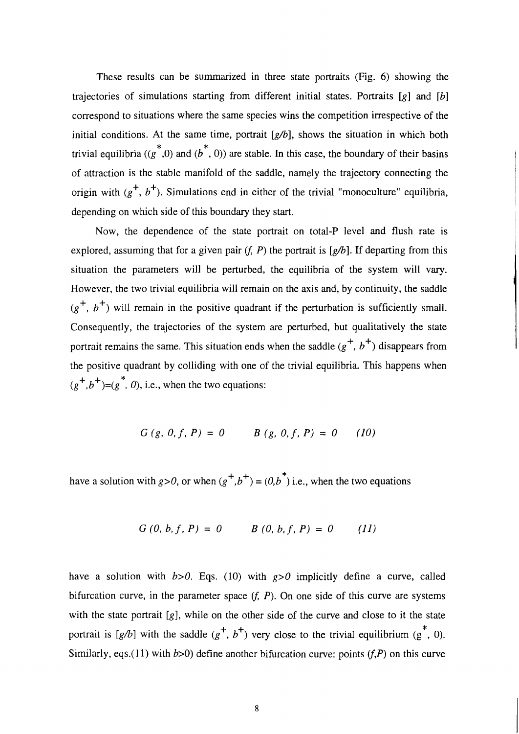These results can be summarized in three state portraits (Fig. 6) showing the trajectories of simulations starting from different initial states. Portraits *[g]* and *[b]* correspond to situations where the same species wins the competition irrespective of the initial conditions. At the same time, portrait *[g/b]*, shows the situation in which both trivial equilibria ($(g^*,0)$ and $(b^*, 0)$) are stable. In this case, the boundary of their basins of attraction is the stable manifold of the saddle, namely the trajectory connecting the origin with $(g^+, b^+)$. Simulations end in either of the trivial "monoculture" equilibria, depending on which side of this boundary they start.

Now, the dependence of the state portrait on total-P level and flush rate is explored, assuming that for a given pair $(f, P)$ the portrait is *[g/b]*. If departing from this situation the parameters will be perturbed, the equilibria of the system will vary. However, the two trivial equilibria will remain on the axis and, by continuity, the saddle $(g^+, b^+)$ will remain in the positive quadrant if the perturbation is sufficiently small. Consequently, the trajectories of the system are perturbed, but qualitatively the state portrait remains the same. This situation ends when the saddle $(g^+, b^+)$ disappears from the positive quadrant by colliding with one of the trivial equilibria. This happens when $(g^+,b^+)=(g^*, 0)$, i.e., when the two equations:

$$G(g, 0, f, P) = 0 \qquad B(g, 0, f, P) = 0 \qquad (10)$$

have a solution with $g>0$, or when $(g^+,b^+) = (0,b^*)$ i.e., when the two equations

$$G(0, b, f, P) = 0 \qquad B(0, b, f, P) = 0 \qquad (11)$$

have a solution with $b>0$. Eqs. (10) with $g>0$ implicitly define a curve, called bifurcation curve, in the parameter space $(f, P)$. On one side of this curve are systems with the state portrait *[g]*, while on the other side of the curve and close to it the state portrait is *[g/b]* with the saddle $(g^+, b^+)$ very close to the trivial equilibrium $(g^*, 0)$. Similarly, eqs.(11) with $b>0$) define another bifurcation curve: points $(f,P)$ on this curve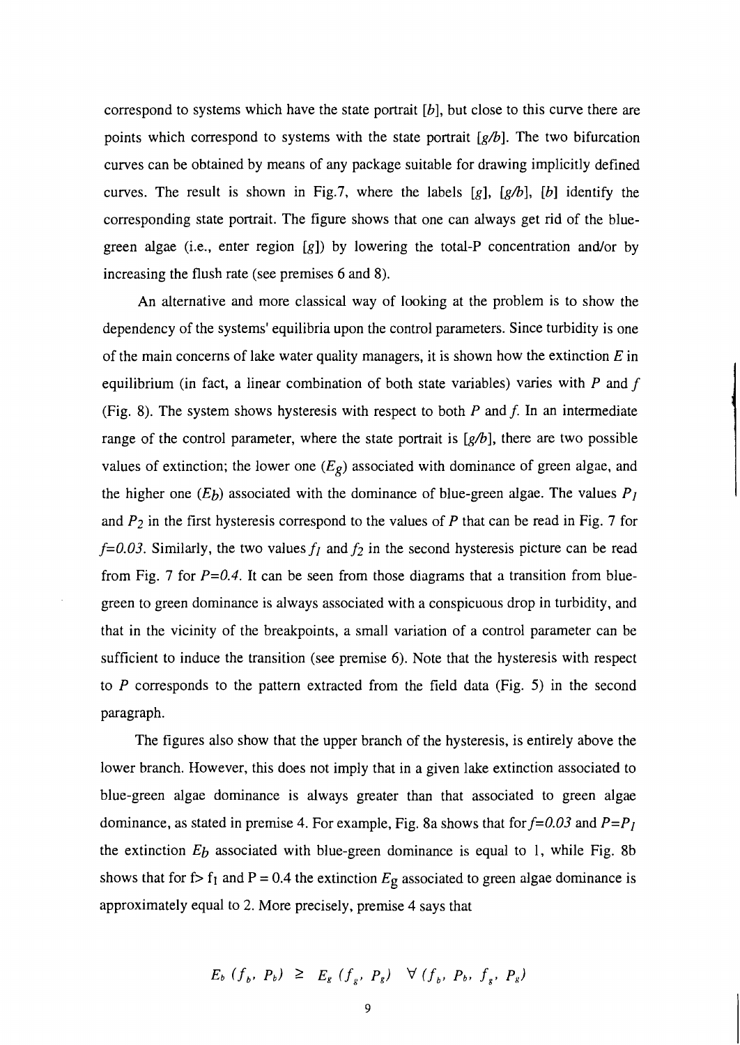correspond to systems which have the state portrait [*b*], but close to this curve there are points which correspond to systems with the state portrait [*g/b*]. The two bifurcation curves can be obtained by means of any package suitable for drawing implicitly defined curves. The result is shown in Fig.7, where the labels [*g*], [*g/b*], [*b*] identify the corresponding state portrait. The figure shows that one can always get rid of the blue-green algae (i.e., enter region [*g*]) by lowering the total-P concentration and/or by increasing the flush rate (see premises 6 and 8).

An alternative and more classical way of looking at the problem is to show the dependency of the systems' equilibria upon the control parameters. Since turbidity is one of the main concerns of lake water quality managers, it is shown how the extinction $E$ in equilibrium (in fact, a linear combination of both state variables) varies with $P$ and $f$ (Fig. 8). The system shows hysteresis with respect to both $P$ and $f$. In an intermediate range of the control parameter, where the state portrait is [*g/b*], there are two possible values of extinction; the lower one ($E_g$) associated with dominance of green algae, and the higher one ($E_b$) associated with the dominance of blue-green algae. The values $P_1$ and $P_2$ in the first hysteresis correspond to the values of $P$ that can be read in Fig. 7 for $f=0.03$. Similarly, the two values $f_1$ and $f_2$ in the second hysteresis picture can be read from Fig. 7 for $P=0.4$. It can be seen from those diagrams that a transition from blue-green to green dominance is always associated with a conspicuous drop in turbidity, and that in the vicinity of the breakpoints, a small variation of a control parameter can be sufficient to induce the transition (see premise 6). Note that the hysteresis with respect to $P$ corresponds to the pattern extracted from the field data (Fig. 5) in the second paragraph.

The figures also show that the upper branch of the hysteresis, is entirely above the lower branch. However, this does not imply that in a given lake extinction associated to blue-green algae dominance is always greater than that associated to green algae dominance, as stated in premise 4. For example, Fig. 8a shows that for $f=0.03$ and $P=P_1$ the extinction $E_b$ associated with blue-green dominance is equal to 1, while Fig. 8b shows that for $f > f_1$ and $P = 0.4$ the extinction $E_g$ associated to green algae dominance is approximately equal to 2. More precisely, premise 4 says that

$$E_b\,(f_b,\ P_b)\ \geq\ E_g\,(f_g,\ P_g)\quad \forall\,(f_b,\ P_b,\ f_g,\ P_g)$$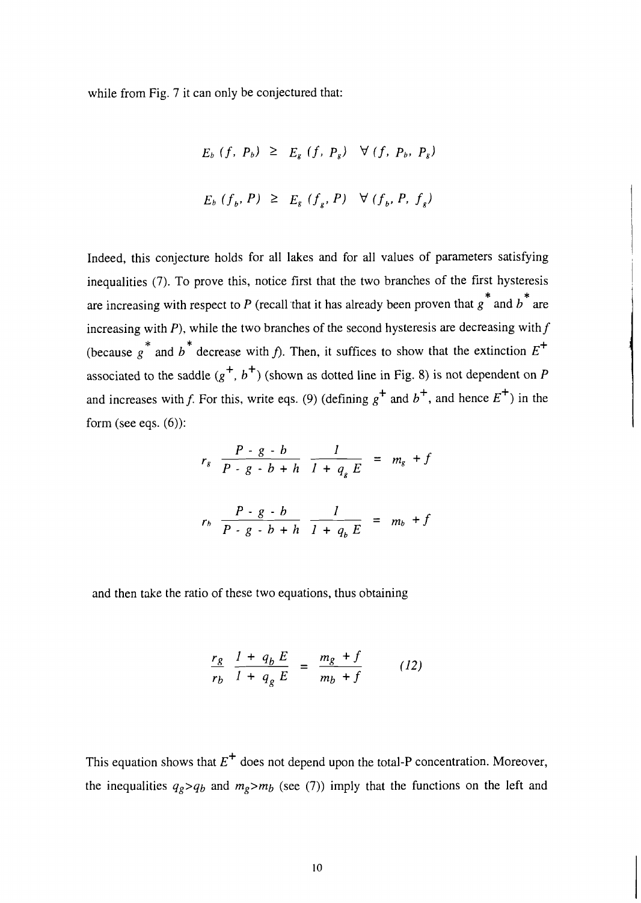while from Fig. 7 it can only be conjectured that:

$$E_b\,(f,\,P_b)\ \geq\ E_g\,(f,\,P_g)\quad \forall\,(f,\,P_b,\,P_g)$$

$$E_b\,(f_b,\,P)\ \geq\ E_g\,(f_g,\,P)\quad \forall\,(f_b,\,P,\,f_g)$$

Indeed, this conjecture holds for all lakes and for all values of parameters satisfying inequalities (7). To prove this, notice first that the two branches of the first hysteresis are increasing with respect to $P$ (recall that it has already been proven that $g^*$ and $b^*$ are increasing with $P$), while the two branches of the second hysteresis are decreasing with $f$ (because $g^*$ and $b^*$ decrease with $f$). Then, it suffices to show that the extinction $E^+$ associated to the saddle $(g^+,\,b^+)$ (shown as dotted line in Fig. 8) is not dependent on $P$ and increases with $f$. For this, write eqs. (9) (defining $g^+$ and $b^+$, and hence $E^+$) in the form (see eqs. (6)):

$$r_g\ \frac{P - g - b}{P - g - b + h}\ \frac{1}{1 + q_g\,E}\ =\ m_g + f$$

$$r_b\ \frac{P - g - b}{P - g - b + h}\ \frac{1}{1 + q_b\,E}\ =\ m_b + f$$

and then take the ratio of these two equations, thus obtaining

$$\frac{r_g}{r_b}\ \frac{1 + q_b\,E}{1 + q_g\,E}\ =\ \frac{m_g + f}{m_b + f} \qquad (12)$$

This equation shows that $E^+$ does not depend upon the total-P concentration. Moreover, the inequalities $q_g > q_b$ and $m_g > m_b$ (see (7)) imply that the functions on the left and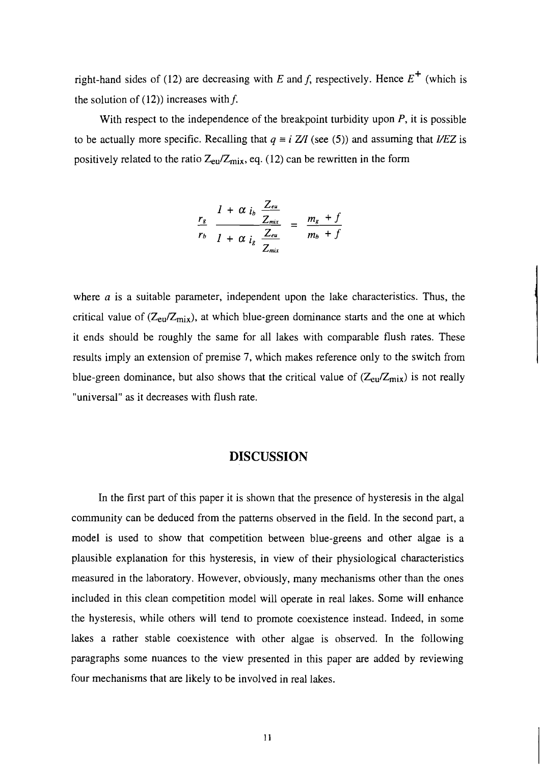right-hand sides of (12) are decreasing with $E$ and $f$, respectively. Hence $E^+$ (which is the solution of (12)) increases with $f$.

With respect to the independence of the breakpoint turbidity upon $P$, it is possible to be actually more specific. Recalling that $q \equiv i\, Z/I$ (see (5)) and assuming that $I/EZ$ is positively related to the ratio $Z_{eu}/Z_{mix}$, eq. (12) can be rewritten in the form

$$\frac{r_g}{r_b}\ \frac{1 + \alpha\, i_b\, \dfrac{Z_{eu}}{Z_{mix}}}{1 + \alpha\, i_g\, \dfrac{Z_{eu}}{Z_{mix}}} = \frac{m_g + f}{m_b + f}$$

where $a$ is a suitable parameter, independent upon the lake characteristics. Thus, the critical value of $(Z_{eu}/Z_{mix})$, at which blue-green dominance starts and the one at which it ends should be roughly the same for all lakes with comparable flush rates. These results imply an extension of premise 7, which makes reference only to the switch from blue-green dominance, but also shows that the critical value of $(Z_{eu}/Z_{mix})$ is not really "universal" as it decreases with flush rate.

## DISCUSSION

In the first part of this paper it is shown that the presence of hysteresis in the algal community can be deduced from the patterns observed in the field. In the second part, a model is used to show that competition between blue-greens and other algae is a plausible explanation for this hysteresis, in view of their physiological characteristics measured in the laboratory. However, obviously, many mechanisms other than the ones included in this clean competition model will operate in real lakes. Some will enhance the hysteresis, while others will tend to promote coexistence instead. Indeed, in some lakes a rather stable coexistence with other algae is observed. In the following paragraphs some nuances to the view presented in this paper are added by reviewing four mechanisms that are likely to be involved in real lakes.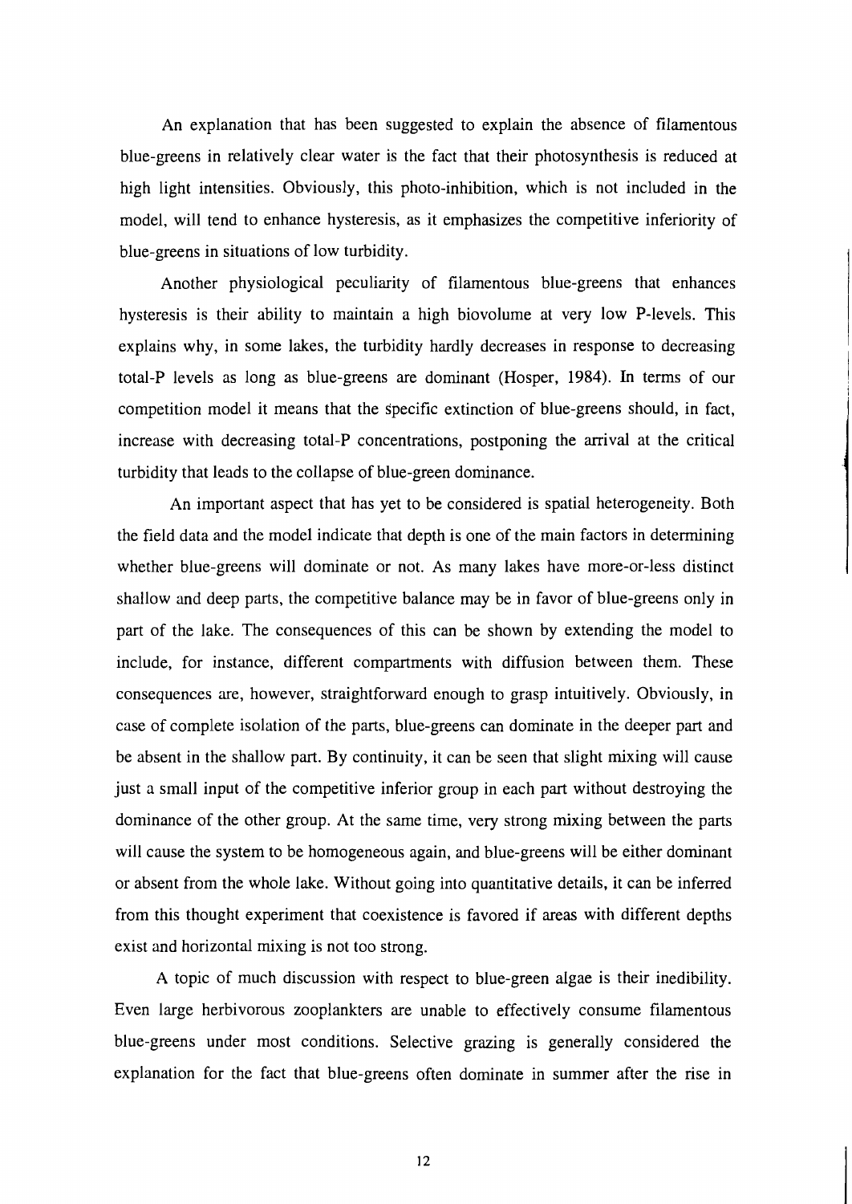An explanation that has been suggested to explain the absence of filamentous blue-greens in relatively clear water is the fact that their photosynthesis is reduced at high light intensities. Obviously, this photo-inhibition, which is not included in the model, will tend to enhance hysteresis, as it emphasizes the competitive inferiority of blue-greens in situations of low turbidity.

Another physiological peculiarity of filamentous blue-greens that enhances hysteresis is their ability to maintain a high biovolume at very low P-levels. This explains why, in some lakes, the turbidity hardly decreases in response to decreasing total-P levels as long as blue-greens are dominant (Hosper, 1984). In terms of our competition model it means that the specific extinction of blue-greens should, in fact, increase with decreasing total-P concentrations, postponing the arrival at the critical turbidity that leads to the collapse of blue-green dominance.

An important aspect that has yet to be considered is spatial heterogeneity. Both the field data and the model indicate that depth is one of the main factors in determining whether blue-greens will dominate or not. As many lakes have more-or-less distinct shallow and deep parts, the competitive balance may be in favor of blue-greens only in part of the lake. The consequences of this can be shown by extending the model to include, for instance, different compartments with diffusion between them. These consequences are, however, straightforward enough to grasp intuitively. Obviously, in case of complete isolation of the parts, blue-greens can dominate in the deeper part and be absent in the shallow part. By continuity, it can be seen that slight mixing will cause just a small input of the competitive inferior group in each part without destroying the dominance of the other group. At the same time, very strong mixing between the parts will cause the system to be homogeneous again, and blue-greens will be either dominant or absent from the whole lake. Without going into quantitative details, it can be inferred from this thought experiment that coexistence is favored if areas with different depths exist and horizontal mixing is not too strong.

A topic of much discussion with respect to blue-green algae is their inedibility. Even large herbivorous zooplankters are unable to effectively consume filamentous blue-greens under most conditions. Selective grazing is generally considered the explanation for the fact that blue-greens often dominate in summer after the rise in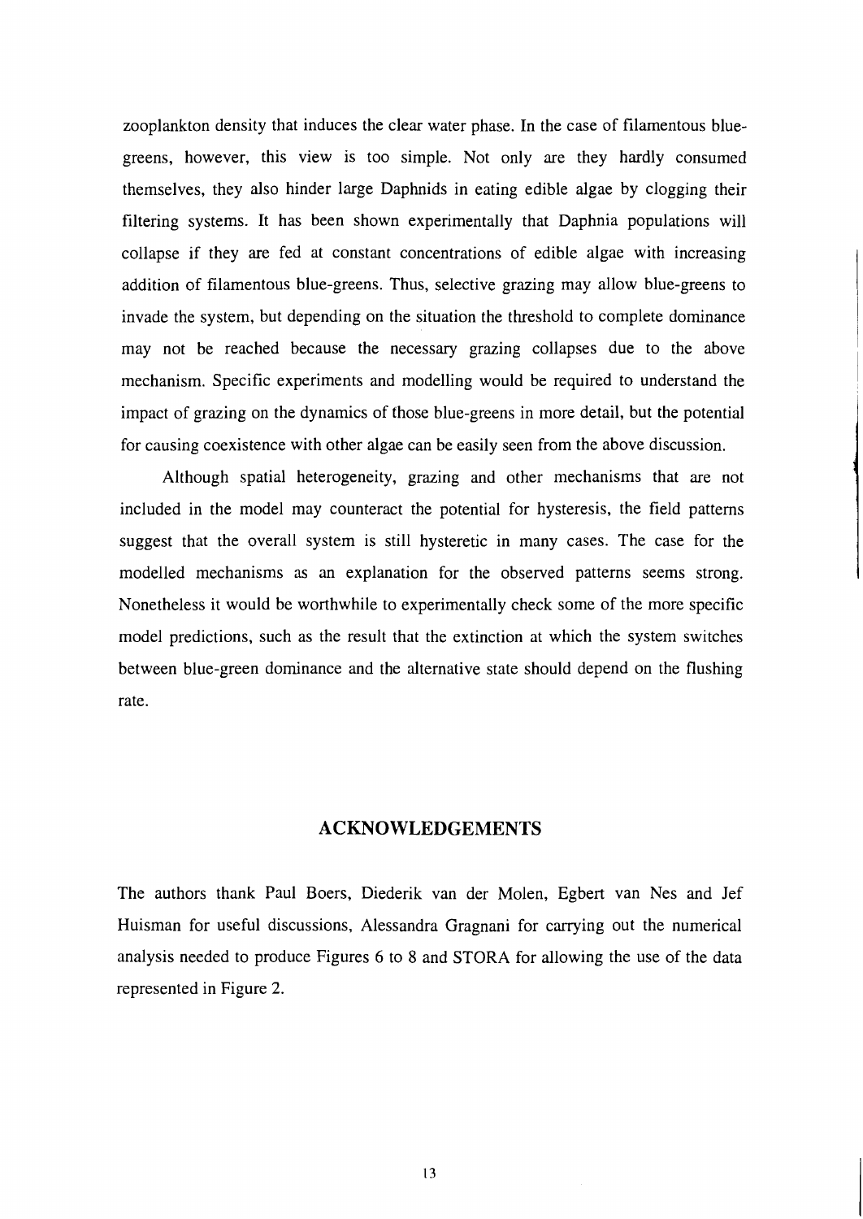zooplankton density that induces the clear water phase. In the case of filamentous blue-greens, however, this view is too simple. Not only are they hardly consumed themselves, they also hinder large Daphnids in eating edible algae by clogging their filtering systems. It has been shown experimentally that Daphnia populations will collapse if they are fed at constant concentrations of edible algae with increasing addition of filamentous blue-greens. Thus, selective grazing may allow blue-greens to invade the system, but depending on the situation the threshold to complete dominance may not be reached because the necessary grazing collapses due to the above mechanism. Specific experiments and modelling would be required to understand the impact of grazing on the dynamics of those blue-greens in more detail, but the potential for causing coexistence with other algae can be easily seen from the above discussion.

Although spatial heterogeneity, grazing and other mechanisms that are not included in the model may counteract the potential for hysteresis, the field patterns suggest that the overall system is still hysteretic in many cases. The case for the modelled mechanisms as an explanation for the observed patterns seems strong. Nonetheless it would be worthwhile to experimentally check some of the more specific model predictions, such as the result that the extinction at which the system switches between blue-green dominance and the alternative state should depend on the flushing rate.

## ACKNOWLEDGEMENTS

The authors thank Paul Boers, Diederik van der Molen, Egbert van Nes and Jef Huisman for useful discussions, Alessandra Gragnani for carrying out the numerical analysis needed to produce Figures 6 to 8 and STORA for allowing the use of the data represented in Figure 2.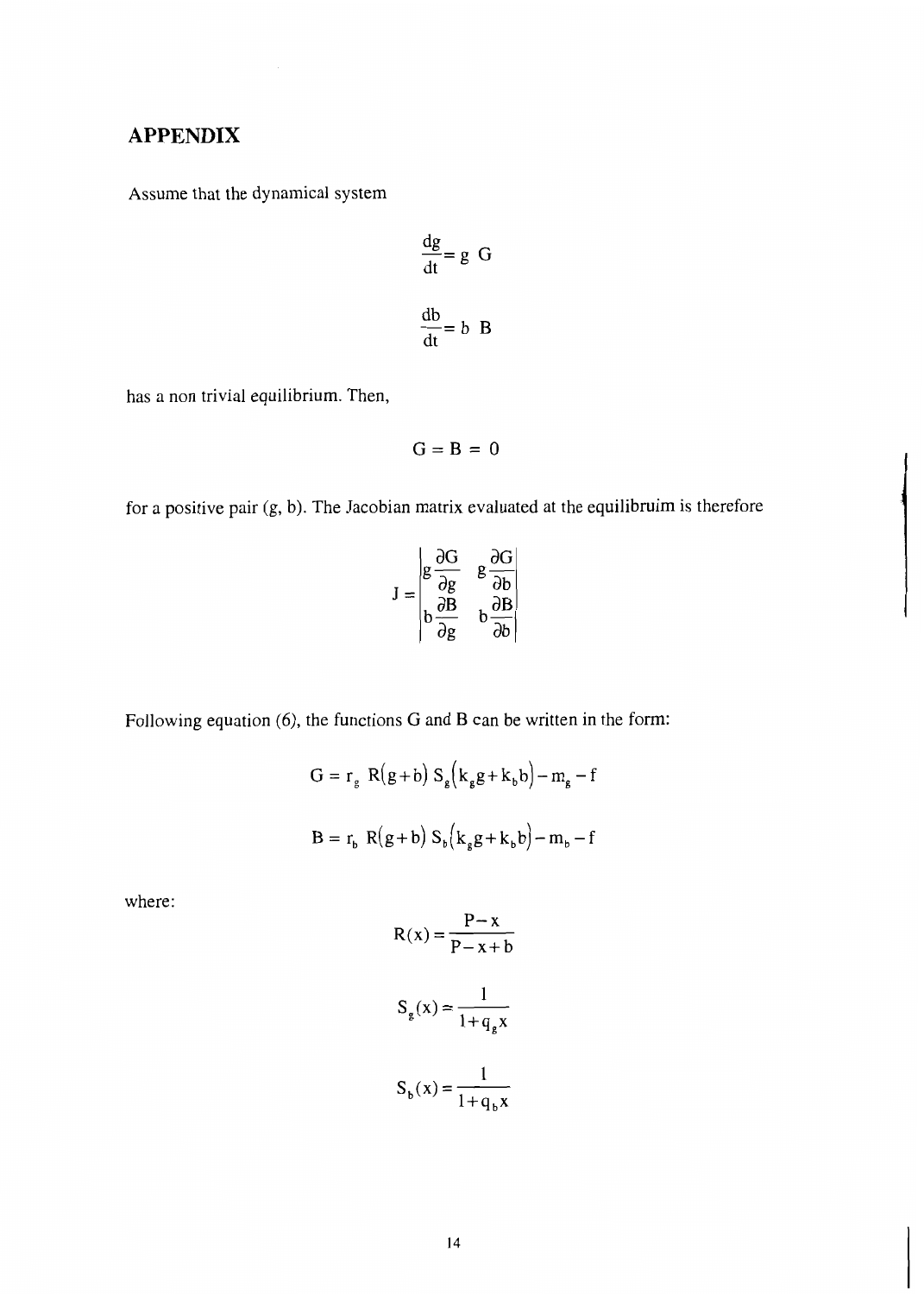# APPENDIX

Assume that the dynamical system

$$\frac{dg}{dt} = g \; G$$

$$\frac{db}{dt} = b \; B$$

has a non trivial equilibrium. Then,

$$G = B = 0$$

for a positive pair (g, b). The Jacobian matrix evaluated at the equilibruim is therefore

$$J = \begin{vmatrix} g\dfrac{\partial G}{\partial g} & g\dfrac{\partial G}{\partial b} \\ b\dfrac{\partial B}{\partial g} & b\dfrac{\partial B}{\partial b} \end{vmatrix}$$

Following equation (6), the functions G and B can be written in the form:

$$G = r_g \; R(g+b) \; S_g(k_g g + k_b b) - m_g - f$$

$$B = r_b \; R(g+b) \; S_b(k_g g + k_b b) - m_b - f$$

where:

$$R(x) = \frac{P - x}{P - x + b}$$

$$S_g(x) = \frac{1}{1 + q_g x}$$

$$S_b(x) = \frac{1}{1 + q_b x}$$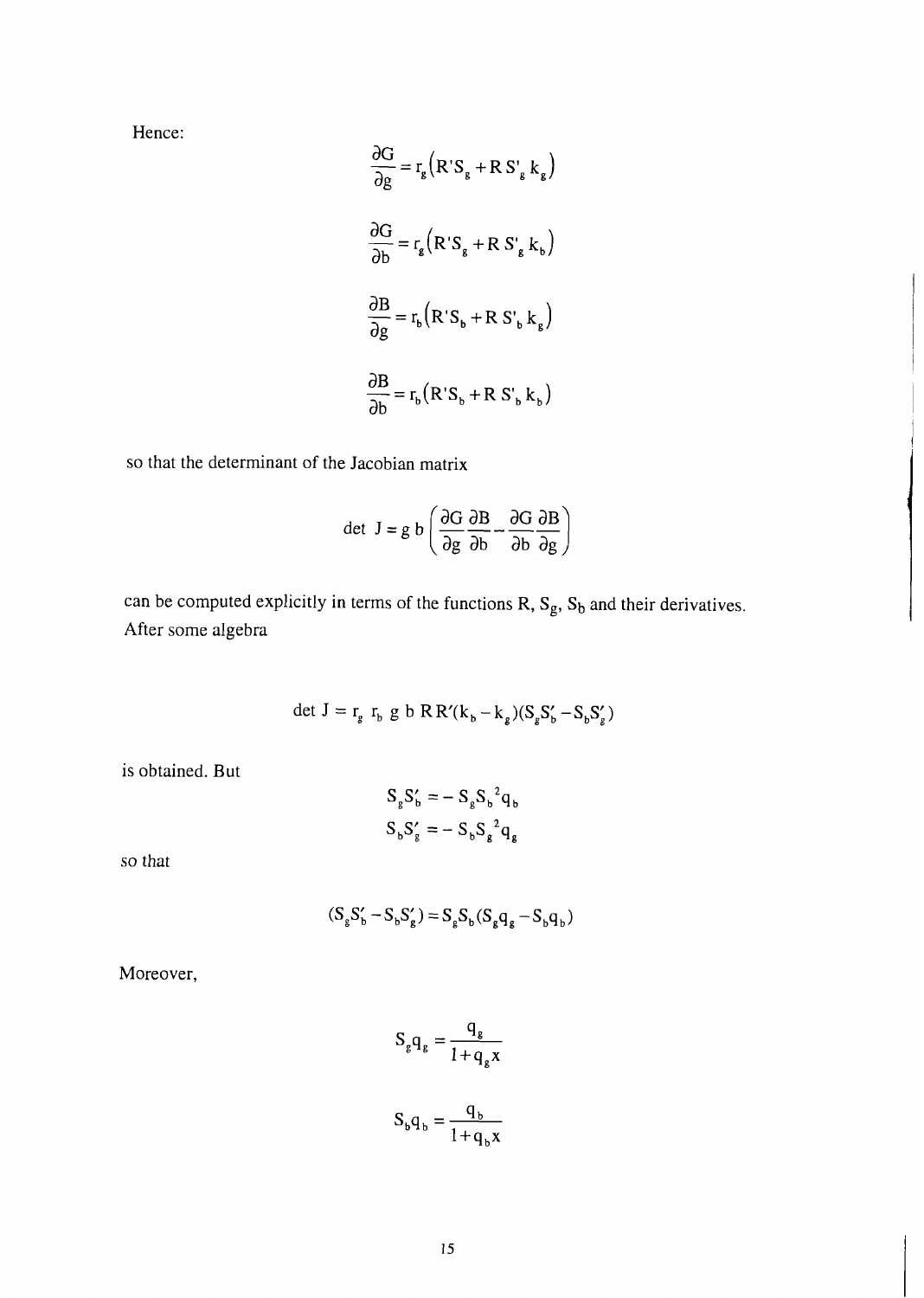Hence:

$$\frac{\partial G}{\partial g} = r_g\left(R'S_g + R\,S'_g\,k_g\right)$$

$$\frac{\partial G}{\partial b} = r_g\left(R'S_g + R\,S'_g\,k_b\right)$$

$$\frac{\partial B}{\partial g} = r_b\left(R'S_b + R\,S'_b\,k_g\right)$$

$$\frac{\partial B}{\partial b} = r_b\left(R'S_b + R\,S'_b\,k_b\right)$$

so that the determinant of the Jacobian matrix

$$\det\ J = g\ b\left(\frac{\partial G}{\partial g}\frac{\partial B}{\partial b} - \frac{\partial G}{\partial b}\frac{\partial B}{\partial g}\right)$$

can be computed explicitly in terms of the functions R, $S_g$, $S_b$ and their derivatives. After some algebra

$$\det J = r_g\ r_b\ g\ b\ R R'(k_b - k_g)(S_g S'_b - S_b S'_g)$$

is obtained. But

$$S_g S'_b = -\ S_g S_b{}^2 q_b$$
$$S_b S'_g = -\ S_b S_g{}^2 q_g$$

so that

$$(S_g S'_b - S_b S'_g) = S_g S_b (S_g q_g - S_b q_b)$$

Moreover,

$$S_g q_g = \frac{q_g}{1+q_g x}$$

$$S_b q_b = \frac{q_b}{1+q_b x}$$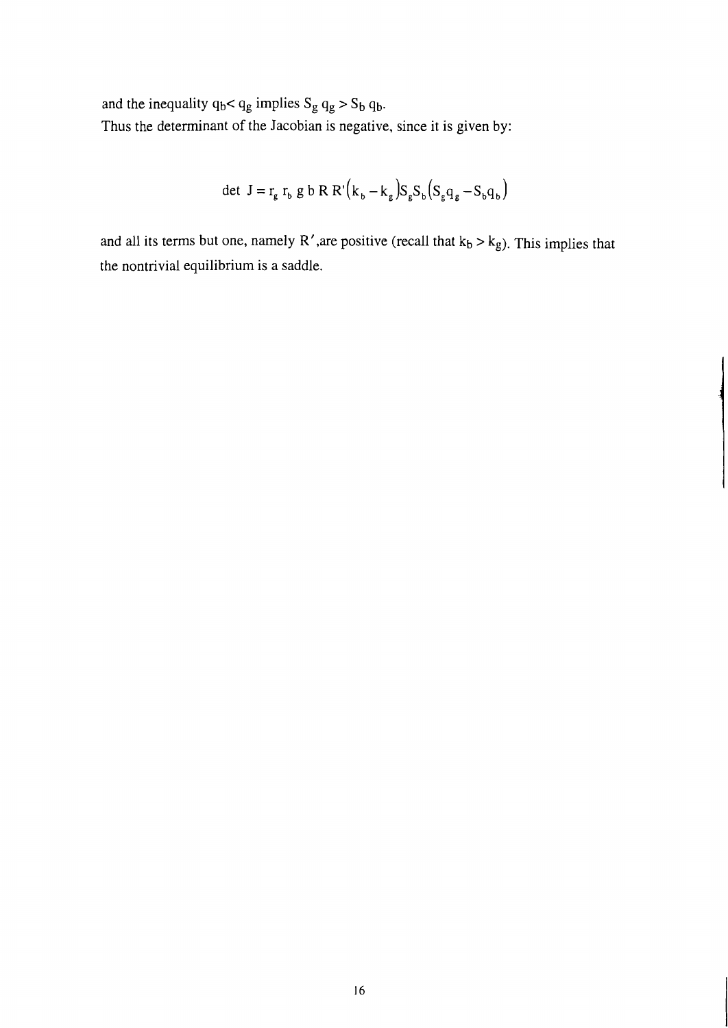and the inequality $q_b < q_g$ implies $S_g\, q_g > S_b\, q_b$.
Thus the determinant of the Jacobian is negative, since it is given by:

$$\det\ J = r_g\ r_b\ g\ b\ R\ R'\left(k_b - k_g\right)S_g S_b\left(S_g q_g - S_b q_b\right)$$

and all its terms but one, namely $R'$,are positive (recall that $k_b > k_g$). This implies that the nontrivial equilibrium is a saddle.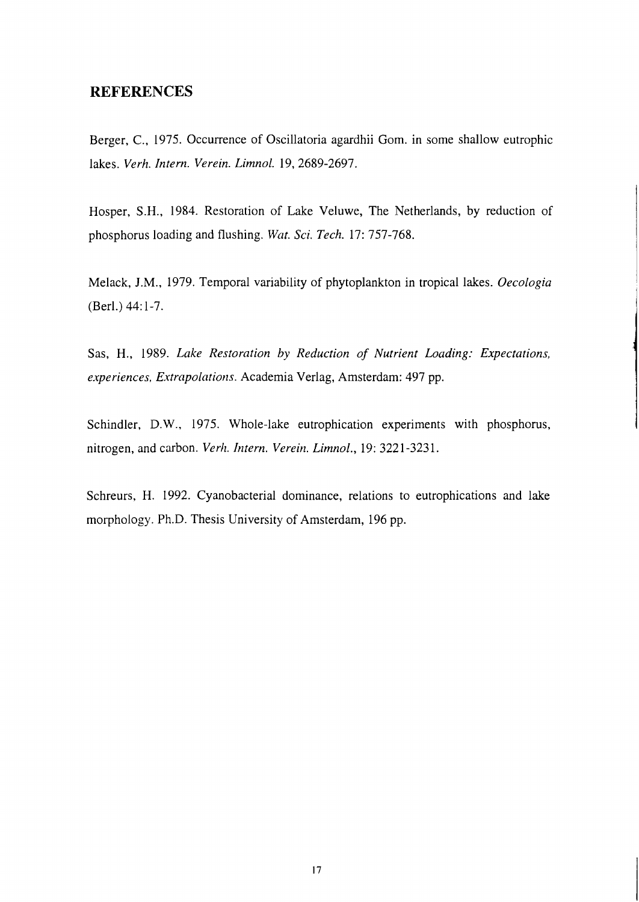## REFERENCES

Berger, C., 1975. Occurrence of Oscillatoria agardhii Gom. in some shallow eutrophic lakes. *Verh. Intern. Verein. Limnol.* 19, 2689-2697.

Hosper, S.H., 1984. Restoration of Lake Veluwe, The Netherlands, by reduction of phosphorus loading and flushing. *Wat. Sci. Tech.* 17: 757-768.

Melack, J.M., 1979. Temporal variability of phytoplankton in tropical lakes. *Oecologia* (Berl.) 44:1-7.

Sas, H., 1989. *Lake Restoration by Reduction of Nutrient Loading: Expectations, experiences, Extrapolations.* Academia Verlag, Amsterdam: 497 pp.

Schindler, D.W., 1975. Whole-lake eutrophication experiments with phosphorus, nitrogen, and carbon. *Verh. Intern. Verein. Limnol.*, 19: 3221-3231.

Schreurs, H. 1992. Cyanobacterial dominance, relations to eutrophications and lake morphology. Ph.D. Thesis University of Amsterdam, 196 pp.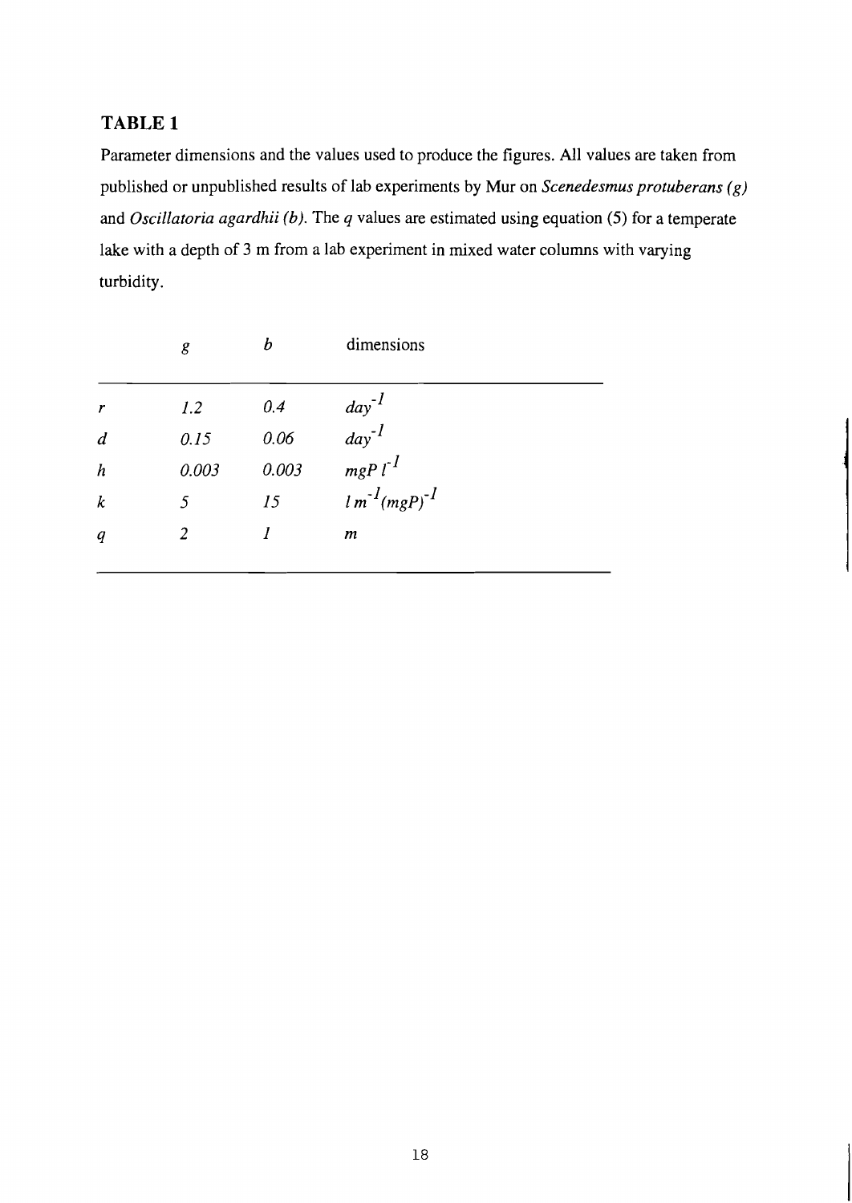## TABLE 1

Parameter dimensions and the values used to produce the figures. All values are taken from published or unpublished results of lab experiments by Mur on *Scenedesmus protuberans (g)* and *Oscillatoria agardhii (b)*. The $q$ values are estimated using equation (5) for a temperate lake with a depth of 3 m from a lab experiment in mixed water columns with varying turbidity.

| | $g$ | $b$ | dimensions |
|---|---|---|---|
| $r$ | 1.2 | 0.4 | $day^{-1}$ |
| $d$ | 0.15 | 0.06 | $day^{-1}$ |
| $h$ | 0.003 | 0.003 | $mgP\ l^{-1}$ |
| $k$ | 5 | 15 | $l\ m^{-1}(mgP)^{-1}$ |
| $q$ | 2 | 1 | $m$ |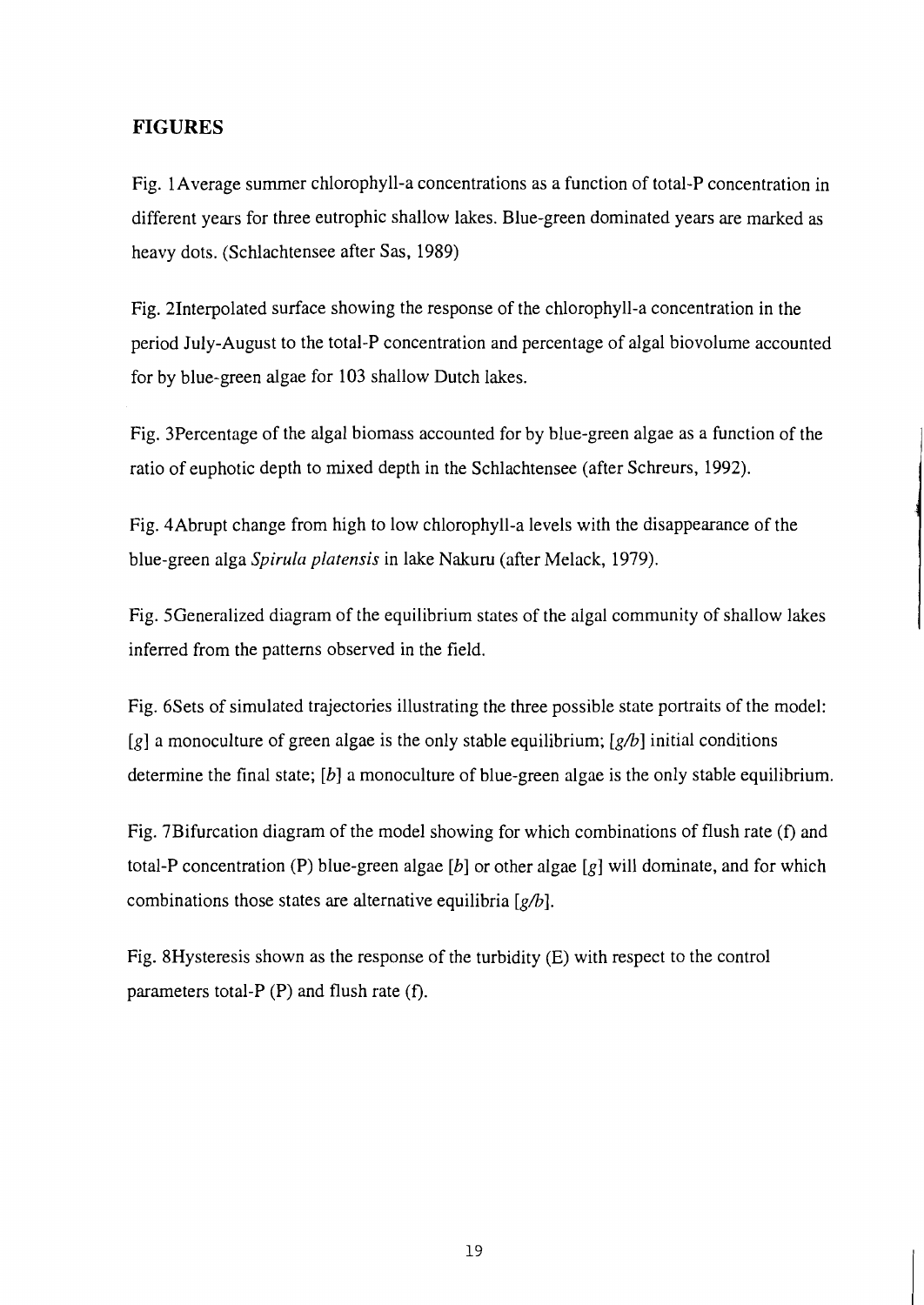## FIGURES

Fig. 1Average summer chlorophyll-a concentrations as a function of total-P concentration in different years for three eutrophic shallow lakes. Blue-green dominated years are marked as heavy dots. (Schlachtensee after Sas, 1989)

Fig. 2Interpolated surface showing the response of the chlorophyll-a concentration in the period July-August to the total-P concentration and percentage of algal biovolume accounted for by blue-green algae for 103 shallow Dutch lakes.

Fig. 3Percentage of the algal biomass accounted for by blue-green algae as a function of the ratio of euphotic depth to mixed depth in the Schlachtensee (after Schreurs, 1992).

Fig. 4Abrupt change from high to low chlorophyll-a levels with the disappearance of the blue-green alga *Spirula platensis* in lake Nakuru (after Melack, 1979).

Fig. 5Generalized diagram of the equilibrium states of the algal community of shallow lakes inferred from the patterns observed in the field.

Fig. 6Sets of simulated trajectories illustrating the three possible state portraits of the model: [*g*] a monoculture of green algae is the only stable equilibrium; [*g/b*] initial conditions determine the final state; [*b*] a monoculture of blue-green algae is the only stable equilibrium.

Fig. 7Bifurcation diagram of the model showing for which combinations of flush rate (f) and total-P concentration (P) blue-green algae [*b*] or other algae [*g*] will dominate, and for which combinations those states are alternative equilibria [*g/b*].

Fig. 8Hysteresis shown as the response of the turbidity (E) with respect to the control parameters total-P (P) and flush rate (f).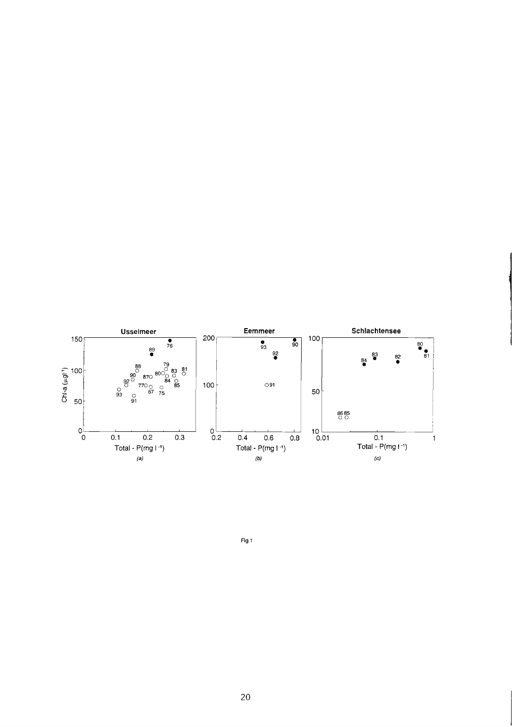Fig.1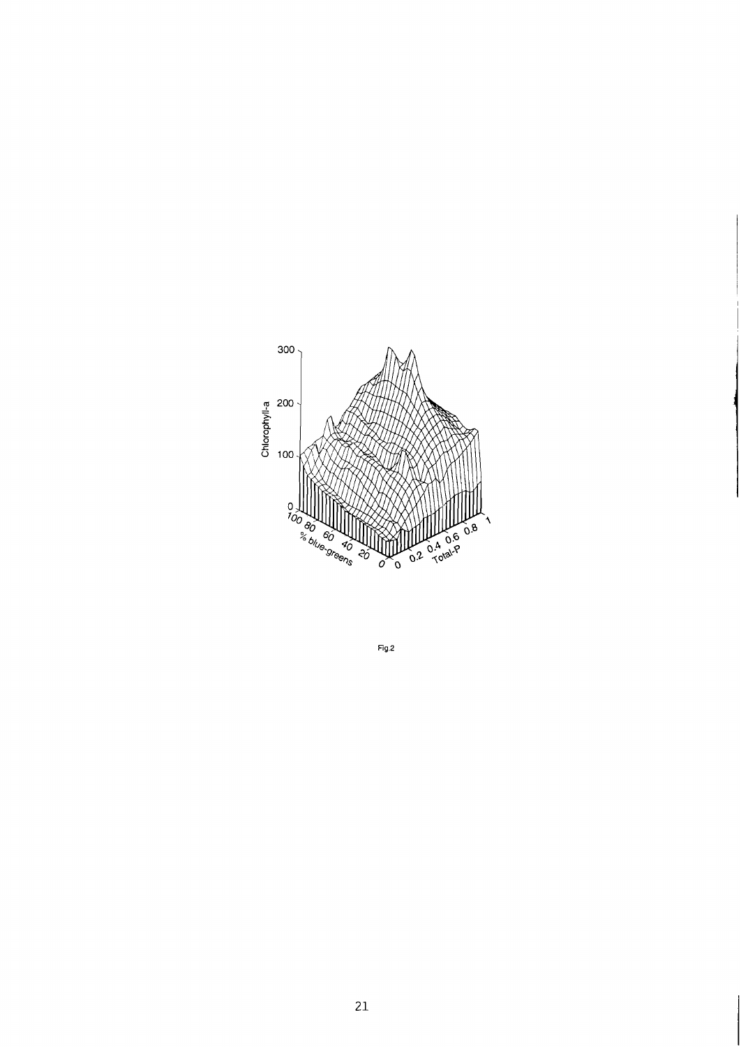Fig.2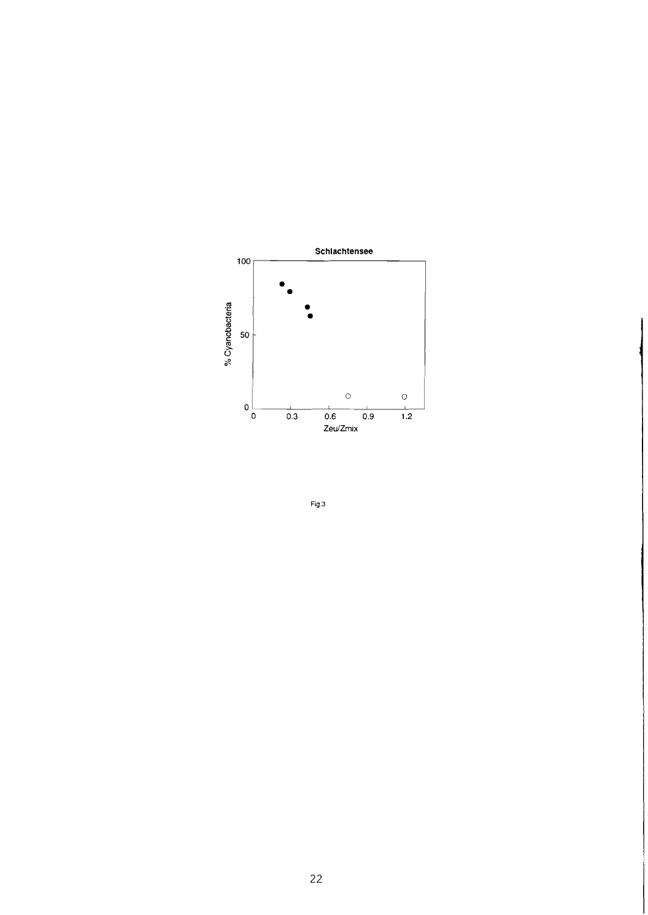Fig.3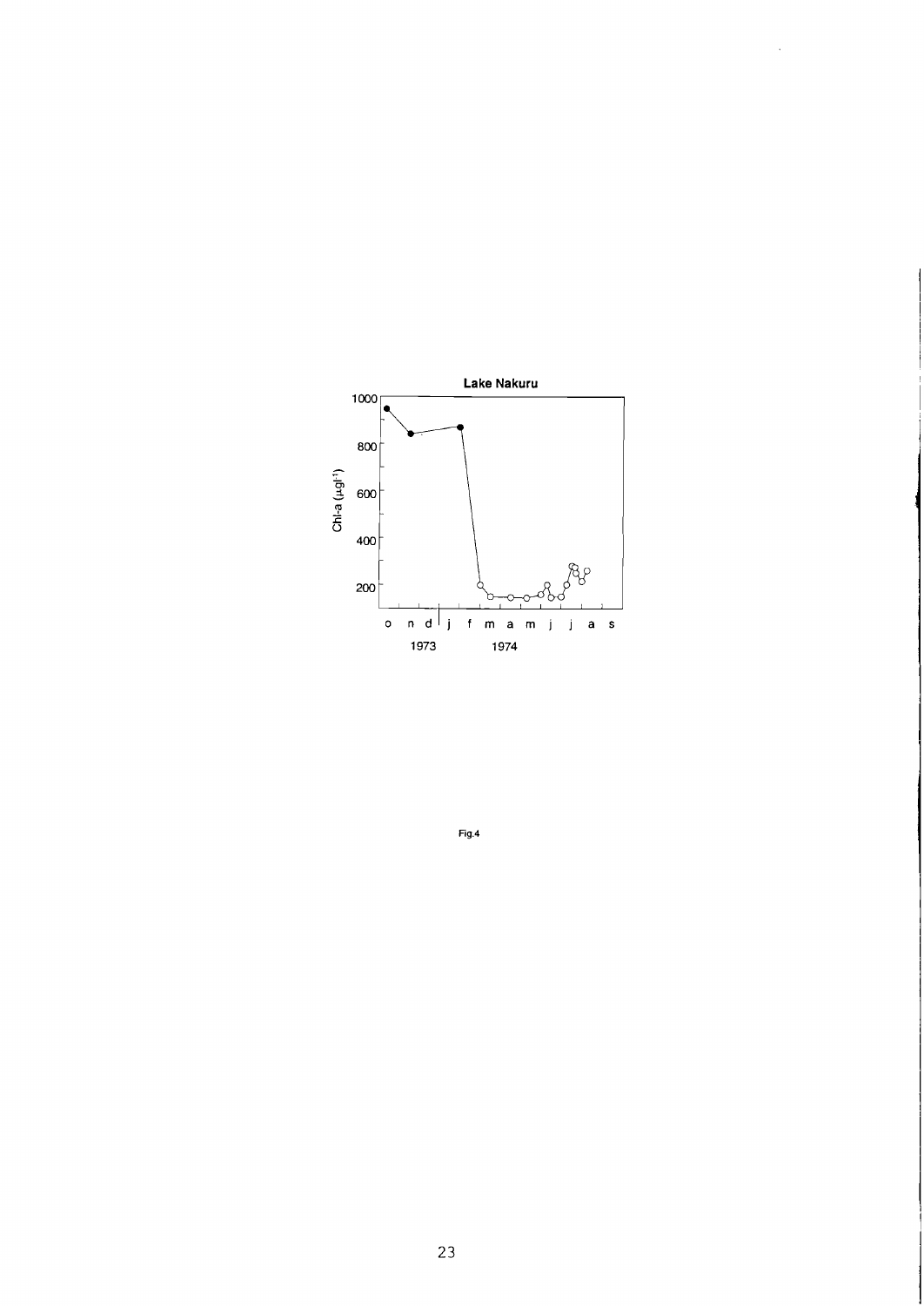Fig.4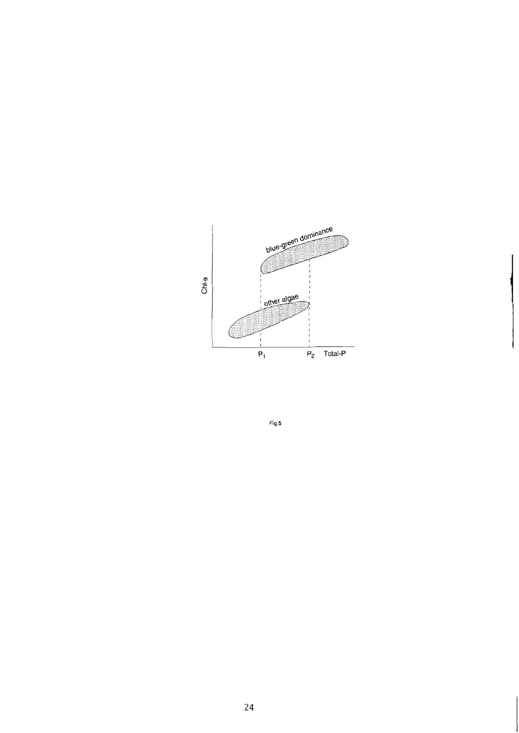Fig.5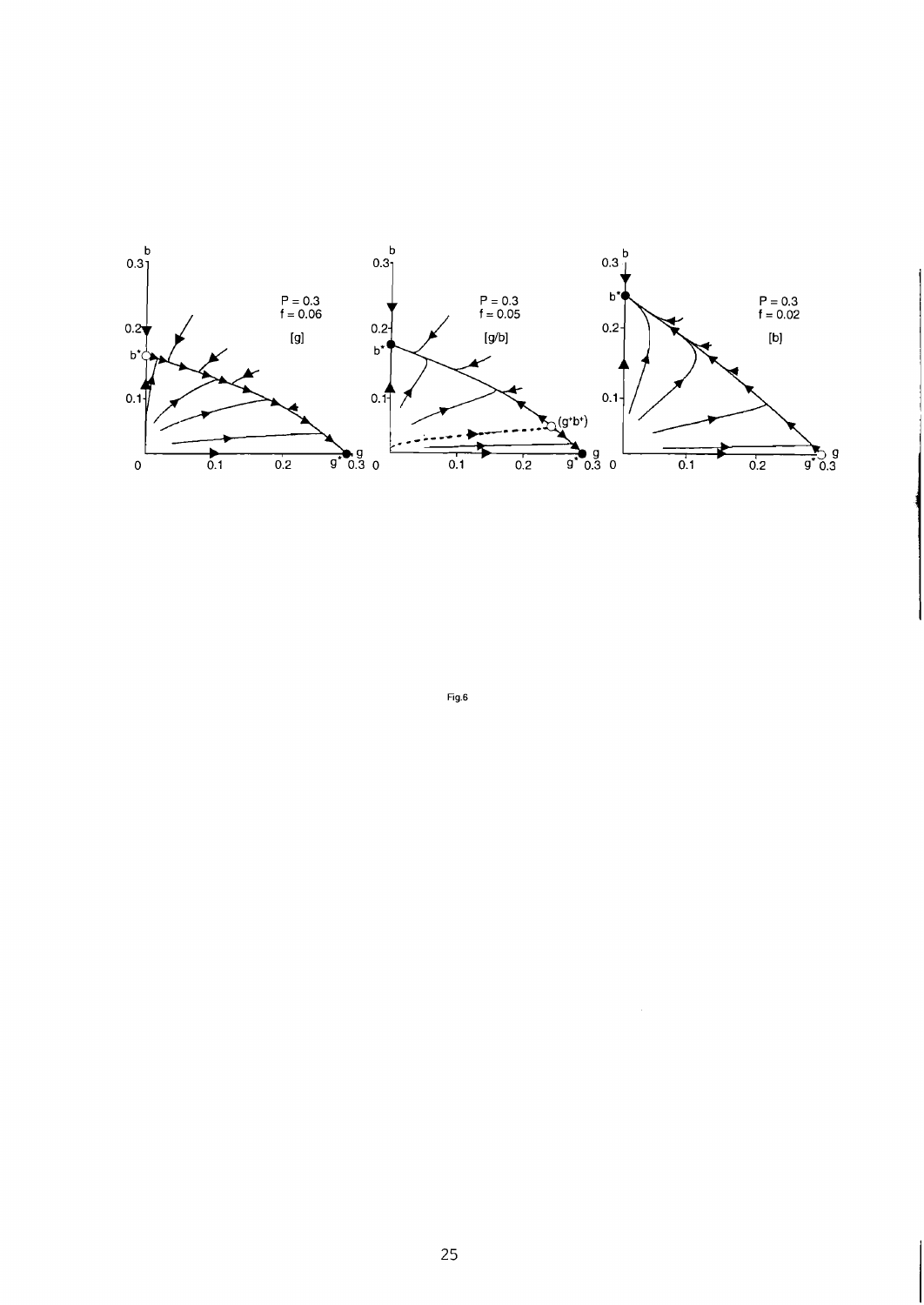Fig.6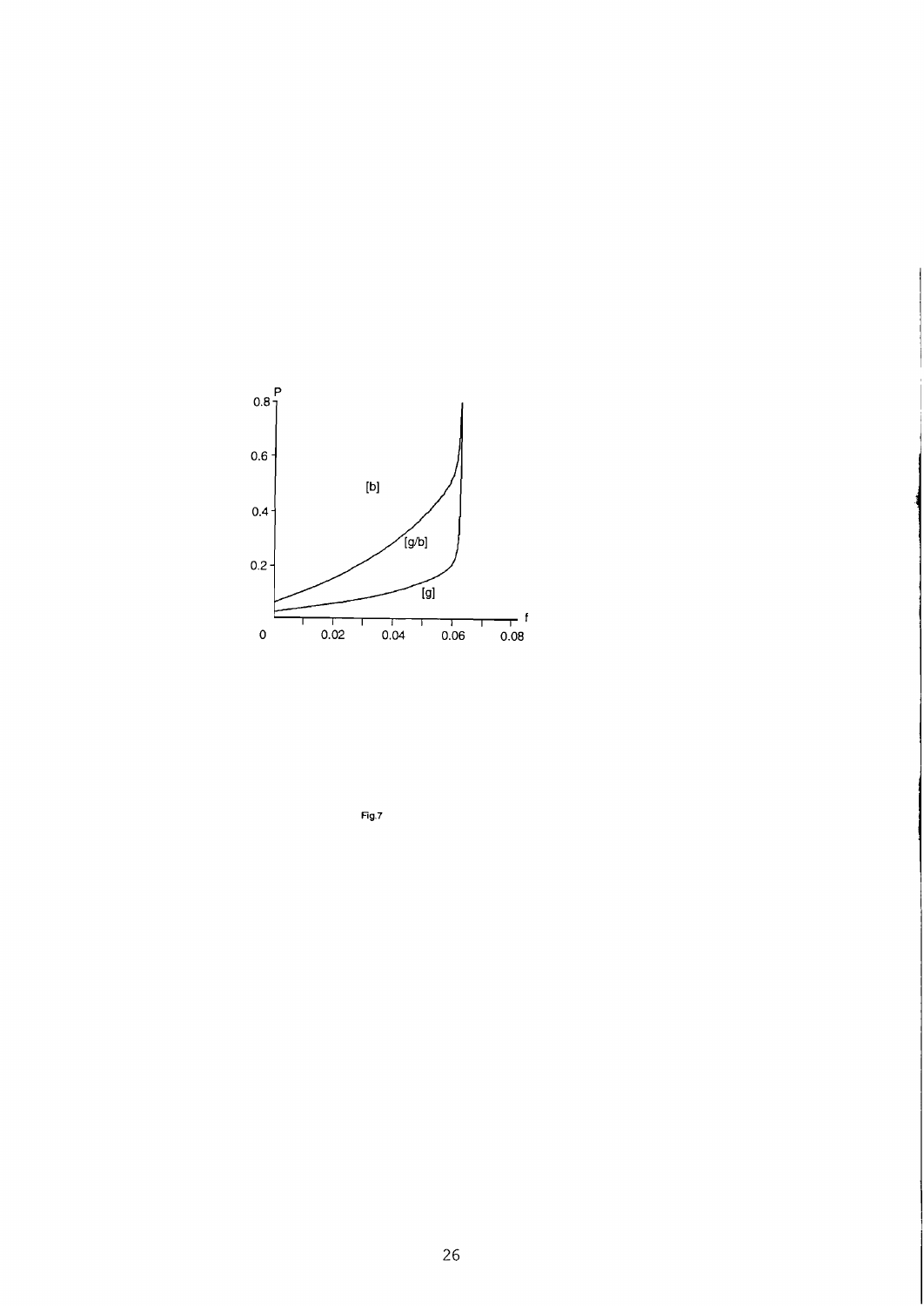Fig.7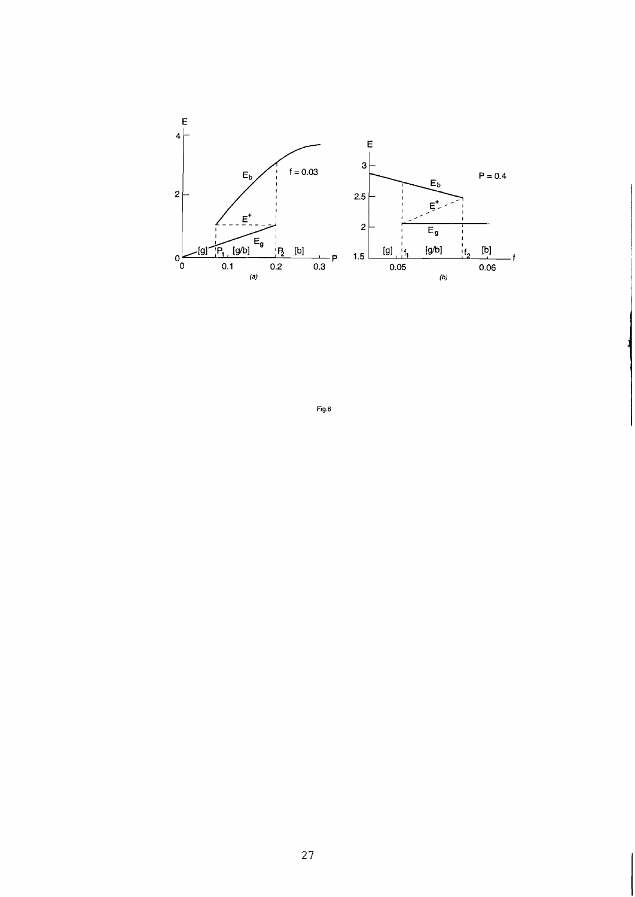E

4

2

0

0

0.1

0.2

0.3

P

$E_b$

f = 0.03

$E^+$

$E_g$

[g]

$P_1$

[g/b]

$P_2$

[b]

(a)

E

3

2.5

2

1.5

0.05

0.06

f

$E_b$

P = 0.4

$E^+$

$E_g$

[g]

$f_1$

[g/b]

$f_2$

[b]

(b)

Fig.8